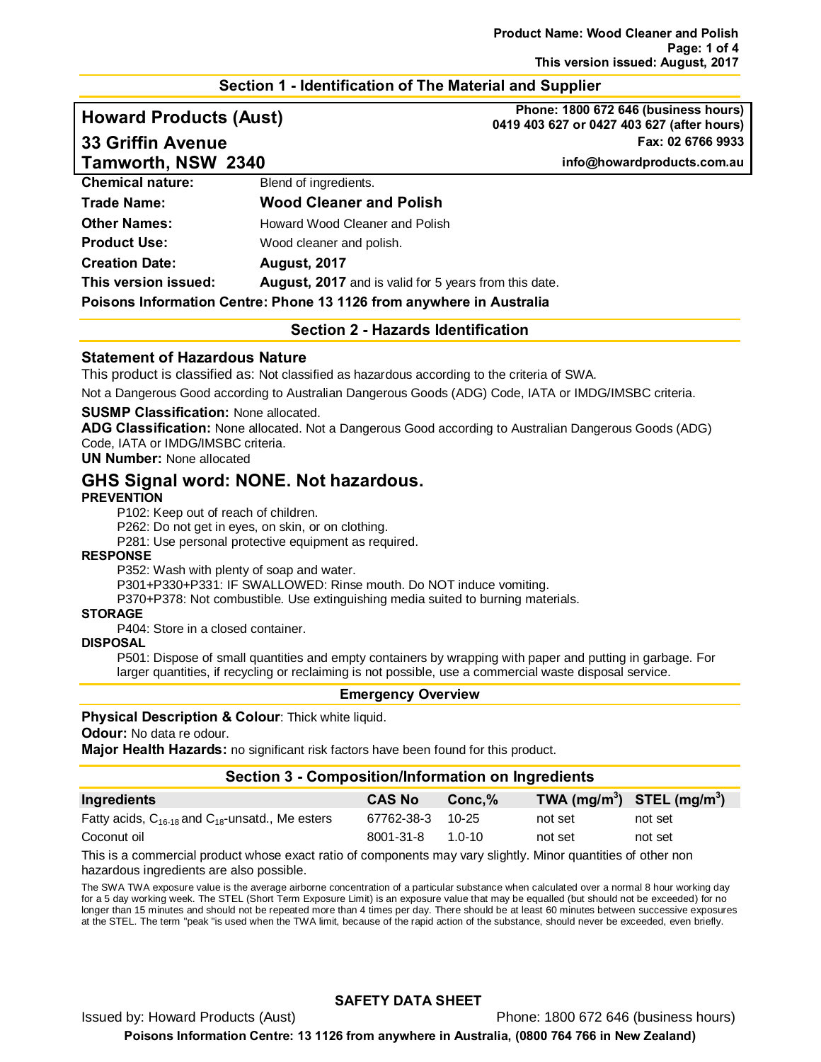## Section 1 - Identification of The Material and Supplier

**Howard Products (Aust)**
**33 Griffin Avenue**
**Tamworth, NSW 2340**

**Phone: 1800 672 646 (business hours)**
**0419 403 627 or 0427 403 627 (after hours)**
**Fax: 02 6766 9933**
**info@howardproducts.com.au**

| | |
|---|---|
| **Chemical nature:** | Blend of ingredients. |
| **Trade Name:** | **Wood Cleaner and Polish** |
| **Other Names:** | Howard Wood Cleaner and Polish |
| **Product Use:** | Wood cleaner and polish. |
| **Creation Date:** | **August, 2017** |
| **This version issued:** | **August, 2017** and is valid for 5 years from this date. |

**Poisons Information Centre: Phone 13 1126 from anywhere in Australia**

## Section 2 - Hazards Identification

### Statement of Hazardous Nature

This product is classified as: Not classified as hazardous according to the criteria of SWA.

Not a Dangerous Good according to Australian Dangerous Goods (ADG) Code, IATA or IMDG/IMSBC criteria.

**SUSMP Classification:** None allocated.
**ADG Classification:** None allocated. Not a Dangerous Good according to Australian Dangerous Goods (ADG) Code, IATA or IMDG/IMSBC criteria.
**UN Number:** None allocated

## GHS Signal word: NONE. Not hazardous.

**PREVENTION**

P102: Keep out of reach of children.
P262: Do not get in eyes, on skin, or on clothing.
P281: Use personal protective equipment as required.

**RESPONSE**

P352: Wash with plenty of soap and water.
P301+P330+P331: IF SWALLOWED: Rinse mouth. Do NOT induce vomiting.
P370+P378: Not combustible. Use extinguishing media suited to burning materials.

**STORAGE**

P404: Store in a closed container.

**DISPOSAL**

P501: Dispose of small quantities and empty containers by wrapping with paper and putting in garbage. For larger quantities, if recycling or reclaiming is not possible, use a commercial waste disposal service.

### Emergency Overview

**Physical Description & Colour**: Thick white liquid.
**Odour:** No data re odour.
**Major Health Hazards:** no significant risk factors have been found for this product.

## Section 3 - Composition/Information on Ingredients

| Ingredients | CAS No | Conc,% | TWA (mg/m$^3$) | STEL (mg/m$^3$) |
|---|---|---|---|---|
| Fatty acids, $C_{16-18}$ and $C_{18}$-unsatd., Me esters | 67762-38-3 | 10-25 | not set | not set |
| Coconut oil | 8001-31-8 | 1.0-10 | not set | not set |

This is a commercial product whose exact ratio of components may vary slightly. Minor quantities of other non hazardous ingredients are also possible.

The SWA TWA exposure value is the average airborne concentration of a particular substance when calculated over a normal 8 hour working day for a 5 day working week. The STEL (Short Term Exposure Limit) is an exposure value that may be equalled (but should not be exceeded) for no longer than 15 minutes and should not be repeated more than 4 times per day. There should be at least 60 minutes between successive exposures at the STEL. The term "peak "is used when the TWA limit, because of the rapid action of the substance, should never be exceeded, even briefly.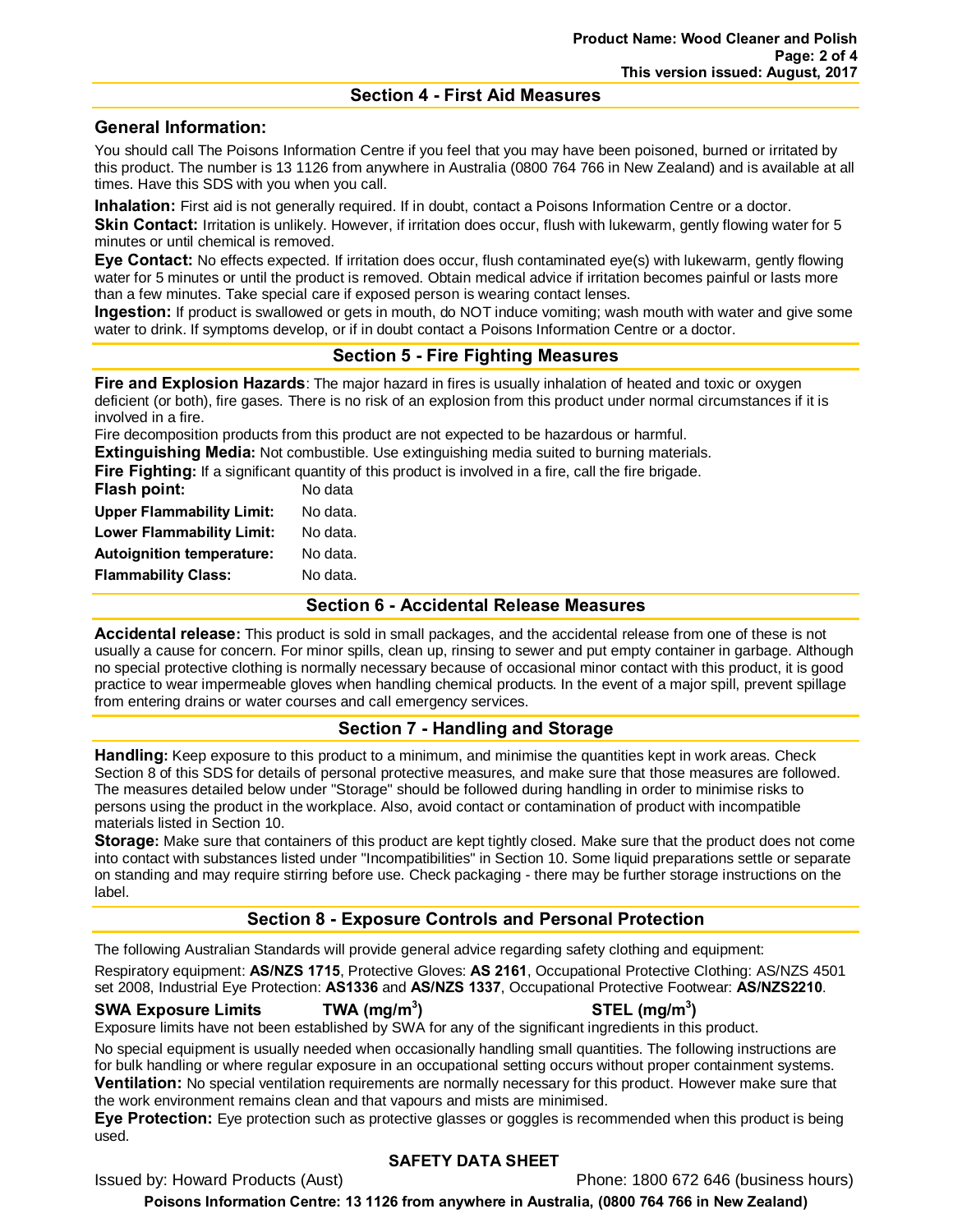## Section 4 - First Aid Measures

### General Information:

You should call The Poisons Information Centre if you feel that you may have been poisoned, burned or irritated by this product. The number is 13 1126 from anywhere in Australia (0800 764 766 in New Zealand) and is available at all times. Have this SDS with you when you call.

**Inhalation:** First aid is not generally required. If in doubt, contact a Poisons Information Centre or a doctor.

**Skin Contact:** Irritation is unlikely. However, if irritation does occur, flush with lukewarm, gently flowing water for 5 minutes or until chemical is removed.

**Eye Contact:** No effects expected. If irritation does occur, flush contaminated eye(s) with lukewarm, gently flowing water for 5 minutes or until the product is removed. Obtain medical advice if irritation becomes painful or lasts more than a few minutes. Take special care if exposed person is wearing contact lenses.

**Ingestion:** If product is swallowed or gets in mouth, do NOT induce vomiting; wash mouth with water and give some water to drink. If symptoms develop, or if in doubt contact a Poisons Information Centre or a doctor.

## Section 5 - Fire Fighting Measures

**Fire and Explosion Hazards**: The major hazard in fires is usually inhalation of heated and toxic or oxygen deficient (or both), fire gases. There is no risk of an explosion from this product under normal circumstances if it is involved in a fire.

Fire decomposition products from this product are not expected to be hazardous or harmful.

**Extinguishing Media:** Not combustible. Use extinguishing media suited to burning materials.

**Fire Fighting:** If a significant quantity of this product is involved in a fire, call the fire brigade.

**Flash point:** No data

**Upper Flammability Limit:** No data.

**Lower Flammability Limit:** No data.

**Autoignition temperature:** No data.

**Flammability Class:** No data.

## Section 6 - Accidental Release Measures

**Accidental release:** This product is sold in small packages, and the accidental release from one of these is not usually a cause for concern. For minor spills, clean up, rinsing to sewer and put empty container in garbage. Although no special protective clothing is normally necessary because of occasional minor contact with this product, it is good practice to wear impermeable gloves when handling chemical products. In the event of a major spill, prevent spillage from entering drains or water courses and call emergency services.

## Section 7 - Handling and Storage

**Handling:** Keep exposure to this product to a minimum, and minimise the quantities kept in work areas. Check Section 8 of this SDS for details of personal protective measures, and make sure that those measures are followed. The measures detailed below under "Storage" should be followed during handling in order to minimise risks to persons using the product in the workplace. Also, avoid contact or contamination of product with incompatible materials listed in Section 10.

**Storage:** Make sure that containers of this product are kept tightly closed. Make sure that the product does not come into contact with substances listed under "Incompatibilities" in Section 10. Some liquid preparations settle or separate on standing and may require stirring before use. Check packaging - there may be further storage instructions on the label.

## Section 8 - Exposure Controls and Personal Protection

The following Australian Standards will provide general advice regarding safety clothing and equipment:

Respiratory equipment: **AS/NZS 1715**, Protective Gloves: **AS 2161**, Occupational Protective Clothing: AS/NZS 4501 set 2008, Industrial Eye Protection: **AS1336** and **AS/NZS 1337**, Occupational Protective Footwear: **AS/NZS2210**.

| SWA Exposure Limits | TWA ($mg/m^3$) | STEL ($mg/m^3$) |
|---|---|---|

Exposure limits have not been established by SWA for any of the significant ingredients in this product.

No special equipment is usually needed when occasionally handling small quantities. The following instructions are for bulk handling or where regular exposure in an occupational setting occurs without proper containment systems.

**Ventilation:** No special ventilation requirements are normally necessary for this product. However make sure that the work environment remains clean and that vapours and mists are minimised.

**Eye Protection:** Eye protection such as protective glasses or goggles is recommended when this product is being used.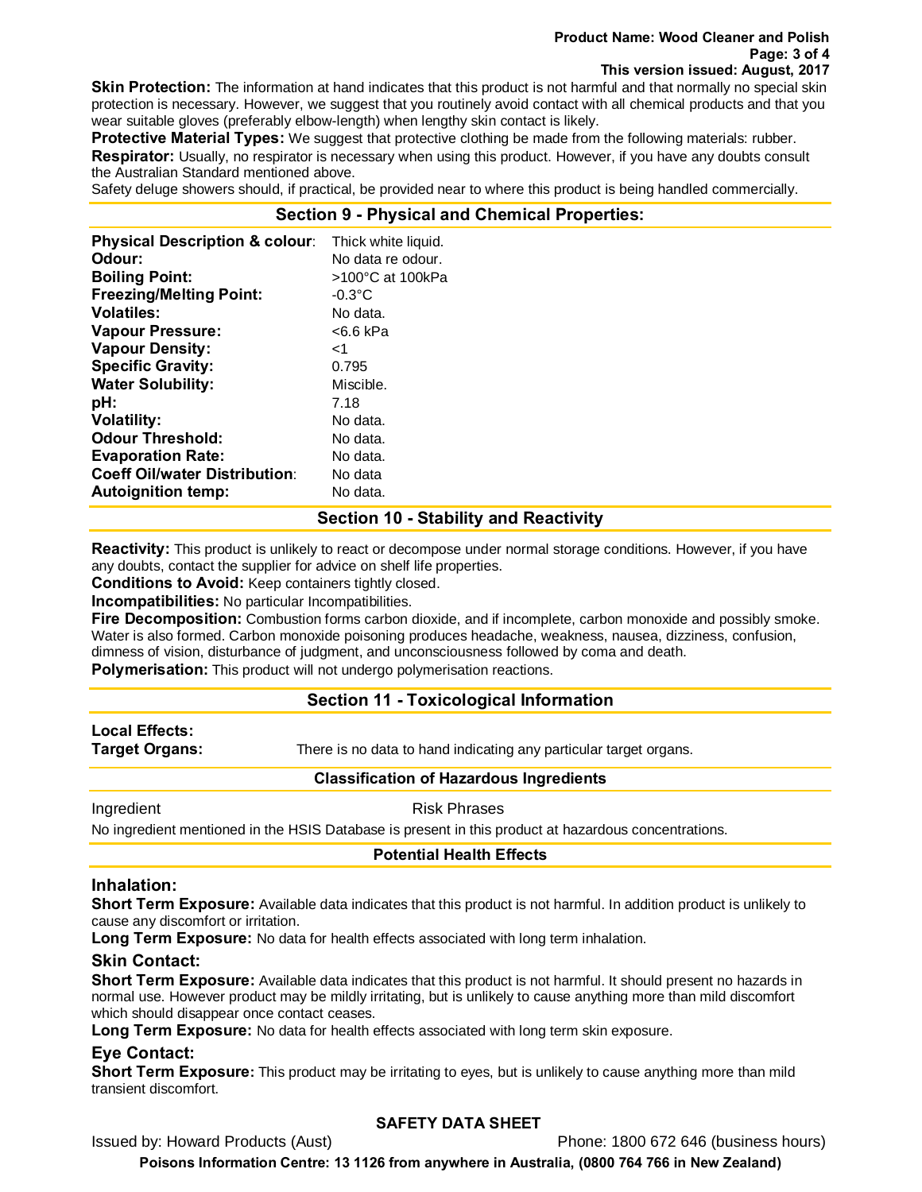**Skin Protection:** The information at hand indicates that this product is not harmful and that normally no special skin protection is necessary. However, we suggest that you routinely avoid contact with all chemical products and that you wear suitable gloves (preferably elbow-length) when lengthy skin contact is likely.

**Protective Material Types:** We suggest that protective clothing be made from the following materials: rubber.

**Respirator:** Usually, no respirator is necessary when using this product. However, if you have any doubts consult the Australian Standard mentioned above.

Safety deluge showers should, if practical, be provided near to where this product is being handled commercially.

## Section 9 - Physical and Chemical Properties:

| | |
|---|---|
| **Physical Description & colour**: | Thick white liquid. |
| **Odour:** | No data re odour. |
| **Boiling Point:** | >100°C at 100kPa |
| **Freezing/Melting Point:** | -0.3°C |
| **Volatiles:** | No data. |
| **Vapour Pressure:** | <6.6 kPa |
| **Vapour Density:** | <1 |
| **Specific Gravity:** | 0.795 |
| **Water Solubility:** | Miscible. |
| **pH:** | 7.18 |
| **Volatility:** | No data. |
| **Odour Threshold:** | No data. |
| **Evaporation Rate:** | No data. |
| **Coeff Oil/water Distribution**: | No data |
| **Autoignition temp:** | No data. |

## Section 10 - Stability and Reactivity

**Reactivity:** This product is unlikely to react or decompose under normal storage conditions. However, if you have any doubts, contact the supplier for advice on shelf life properties.

**Conditions to Avoid:** Keep containers tightly closed.

**Incompatibilities:** No particular Incompatibilities.

**Fire Decomposition:** Combustion forms carbon dioxide, and if incomplete, carbon monoxide and possibly smoke. Water is also formed. Carbon monoxide poisoning produces headache, weakness, nausea, dizziness, confusion, dimness of vision, disturbance of judgment, and unconsciousness followed by coma and death.

**Polymerisation:** This product will not undergo polymerisation reactions.

## Section 11 - Toxicological Information

**Local Effects:**

**Target Organs:** There is no data to hand indicating any particular target organs.

### Classification of Hazardous Ingredients

| Ingredient | Risk Phrases |
|---|---|

No ingredient mentioned in the HSIS Database is present in this product at hazardous concentrations.

### Potential Health Effects

### Inhalation:

**Short Term Exposure:** Available data indicates that this product is not harmful. In addition product is unlikely to cause any discomfort or irritation.

**Long Term Exposure:** No data for health effects associated with long term inhalation.

### Skin Contact:

**Short Term Exposure:** Available data indicates that this product is not harmful. It should present no hazards in normal use. However product may be mildly irritating, but is unlikely to cause anything more than mild discomfort which should disappear once contact ceases.

**Long Term Exposure:** No data for health effects associated with long term skin exposure.

### Eye Contact:

**Short Term Exposure:** This product may be irritating to eyes, but is unlikely to cause anything more than mild transient discomfort.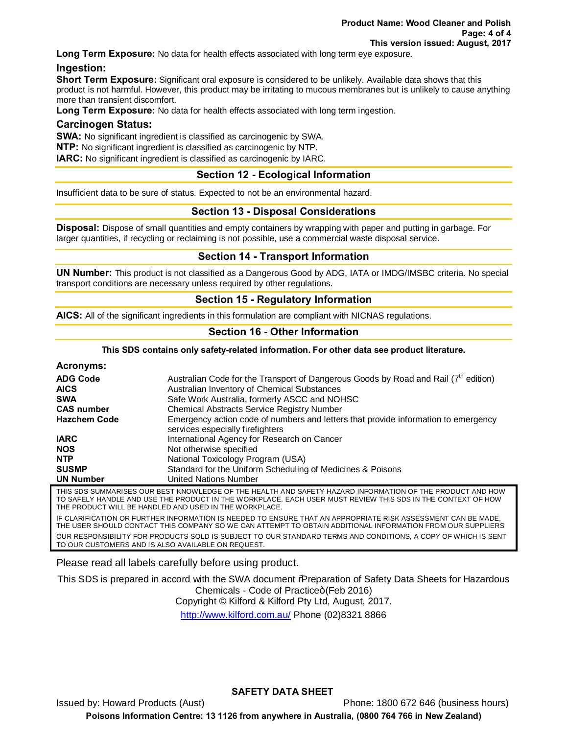**Long Term Exposure:** No data for health effects associated with long term eye exposure.

### Ingestion:

**Short Term Exposure:** Significant oral exposure is considered to be unlikely. Available data shows that this product is not harmful. However, this product may be irritating to mucous membranes but is unlikely to cause anything more than transient discomfort.

**Long Term Exposure:** No data for health effects associated with long term ingestion.

### Carcinogen Status:

**SWA:** No significant ingredient is classified as carcinogenic by SWA.

**NTP:** No significant ingredient is classified as carcinogenic by NTP.

**IARC:** No significant ingredient is classified as carcinogenic by IARC.

## Section 12 - Ecological Information

Insufficient data to be sure of status. Expected to not be an environmental hazard.

## Section 13 - Disposal Considerations

**Disposal:** Dispose of small quantities and empty containers by wrapping with paper and putting in garbage. For larger quantities, if recycling or reclaiming is not possible, use a commercial waste disposal service.

## Section 14 - Transport Information

**UN Number:** This product is not classified as a Dangerous Good by ADG, IATA or IMDG/IMSBC criteria. No special transport conditions are necessary unless required by other regulations.

## Section 15 - Regulatory Information

**AICS:** All of the significant ingredients in this formulation are compliant with NICNAS regulations.

## Section 16 - Other Information

**This SDS contains only safety-related information. For other data see product literature.**

### Acronyms:

| | |
|---|---|
| **ADG Code** | Australian Code for the Transport of Dangerous Goods by Road and Rail (7th edition) |
| **AICS** | Australian Inventory of Chemical Substances |
| **SWA** | Safe Work Australia, formerly ASCC and NOHSC |
| **CAS number** | Chemical Abstracts Service Registry Number |
| **Hazchem Code** | Emergency action code of numbers and letters that provide information to emergency services especially firefighters |
| **IARC** | International Agency for Research on Cancer |
| **NOS** | Not otherwise specified |
| **NTP** | National Toxicology Program (USA) |
| **SUSMP** | Standard for the Uniform Scheduling of Medicines & Poisons |
| **UN Number** | United Nations Number |

THIS SDS SUMMARISES OUR BEST KNOWLEDGE OF THE HEALTH AND SAFETY HAZARD INFORMATION OF THE PRODUCT AND HOW TO SAFELY HANDLE AND USE THE PRODUCT IN THE WORKPLACE. EACH USER MUST REVIEW THIS SDS IN THE CONTEXT OF HOW THE PRODUCT WILL BE HANDLED AND USED IN THE WORKPLACE.

IF CLARIFICATION OR FURTHER INFORMATION IS NEEDED TO ENSURE THAT AN APPROPRIATE RISK ASSESSMENT CAN BE MADE, THE USER SHOULD CONTACT THIS COMPANY SO WE CAN ATTEMPT TO OBTAIN ADDITIONAL INFORMATION FROM OUR SUPPLIERS

OUR RESPONSIBILITY FOR PRODUCTS SOLD IS SUBJECT TO OUR STANDARD TERMS AND CONDITIONS, A COPY OF WHICH IS SENT TO OUR CUSTOMERS AND IS ALSO AVAILABLE ON REQUEST.

Please read all labels carefully before using product.

This SDS is prepared in accord with the SWA document "Preparation of Safety Data Sheets for Hazardous Chemicals - Code of Practice" (Feb 2016)

Copyright © Kilford & Kilford Pty Ltd, August, 2017.

http://www.kilford.com.au/ Phone (02)8321 8866